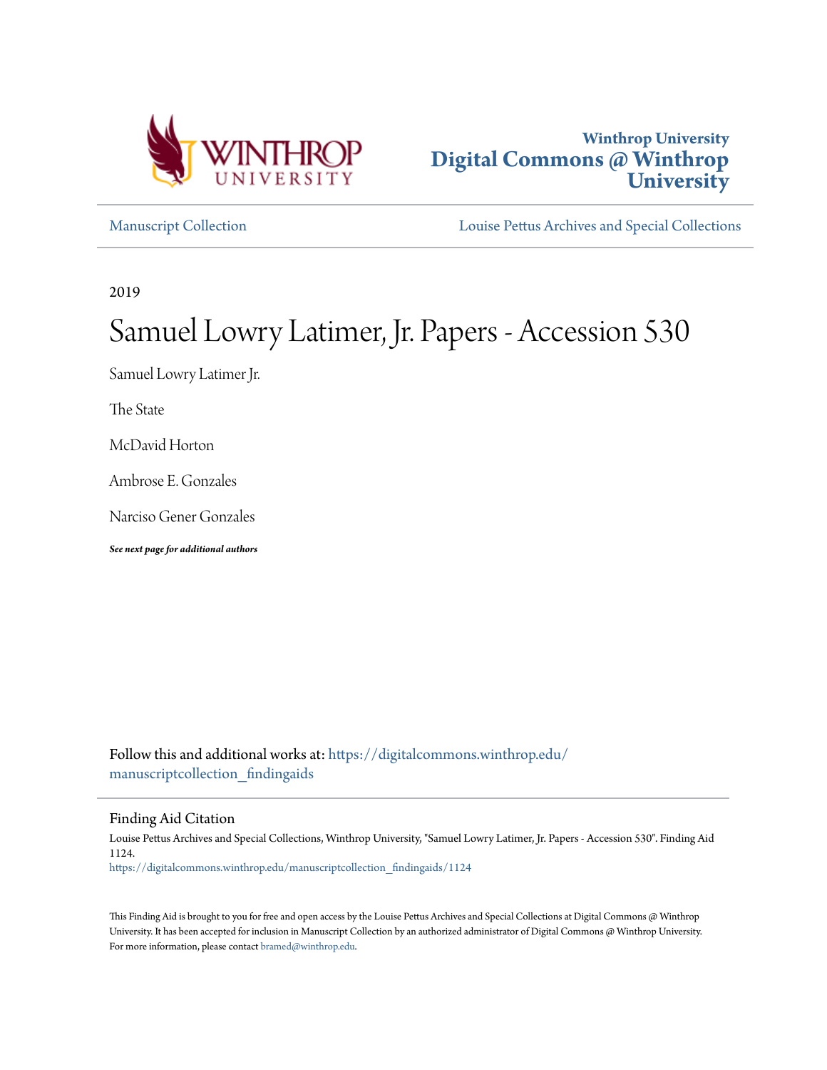Winthrop University
# Digital Commons @ Winthrop University

Manuscript Collection

Louise Pettus Archives and Special Collections

2019

# Samuel Lowry Latimer, Jr. Papers - Accession 530

Samuel Lowry Latimer Jr.

The State

McDavid Horton

Ambrose E. Gonzales

Narciso Gener Gonzales

***See next page for additional authors***

Follow this and additional works at: https://digitalcommons.winthrop.edu/manuscriptcollection_findingaids

## Finding Aid Citation

Louise Pettus Archives and Special Collections, Winthrop University, "Samuel Lowry Latimer, Jr. Papers - Accession 530". Finding Aid 1124.
https://digitalcommons.winthrop.edu/manuscriptcollection_findingaids/1124

This Finding Aid is brought to you for free and open access by the Louise Pettus Archives and Special Collections at Digital Commons @ Winthrop University. It has been accepted for inclusion in Manuscript Collection by an authorized administrator of Digital Commons @ Winthrop University. For more information, please contact bramed@winthrop.edu.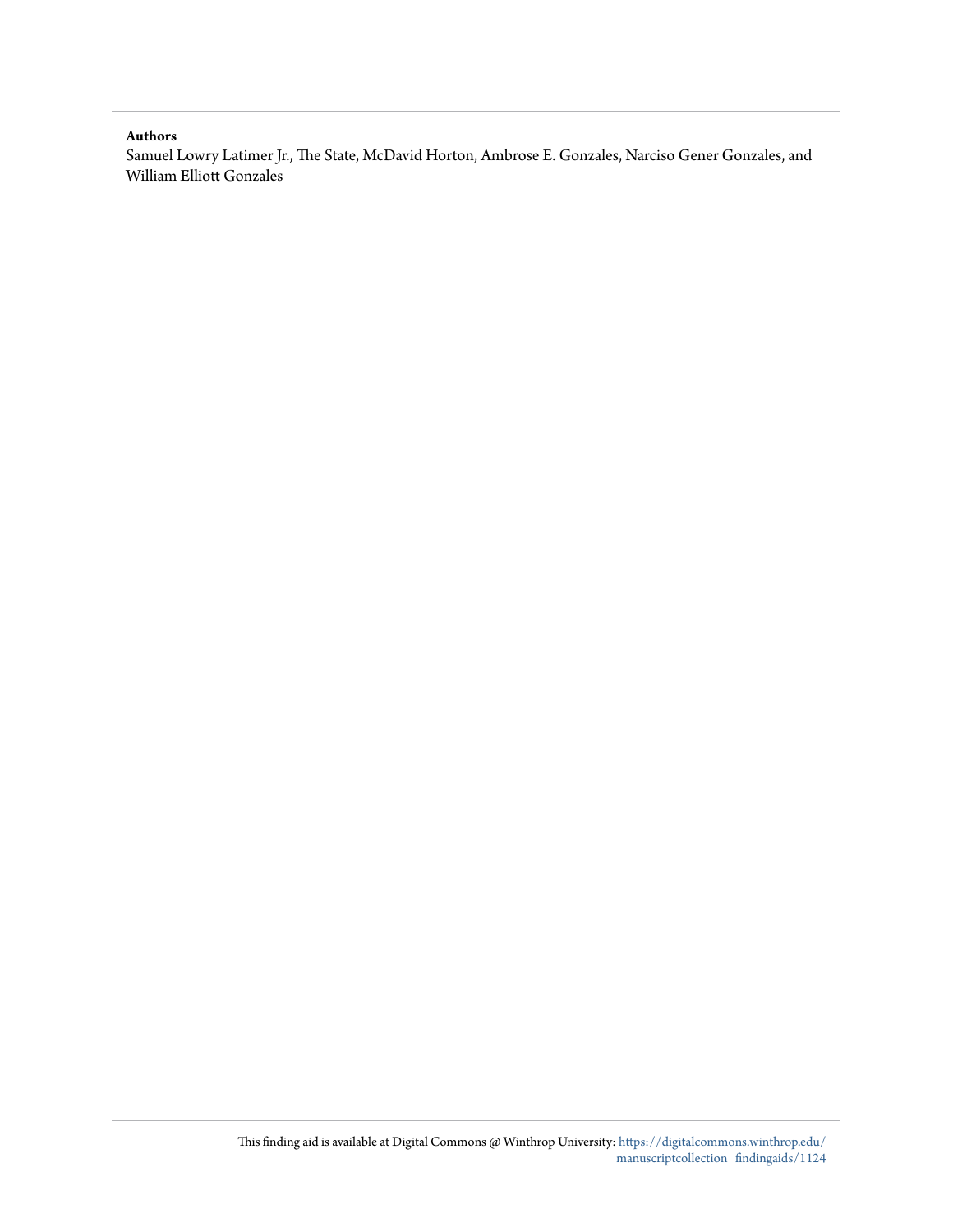**Authors**

Samuel Lowry Latimer Jr., The State, McDavid Horton, Ambrose E. Gonzales, Narciso Gener Gonzales, and William Elliott Gonzales

This finding aid is available at Digital Commons @ Winthrop University: https://digitalcommons.winthrop.edu/manuscriptcollection_findingaids/1124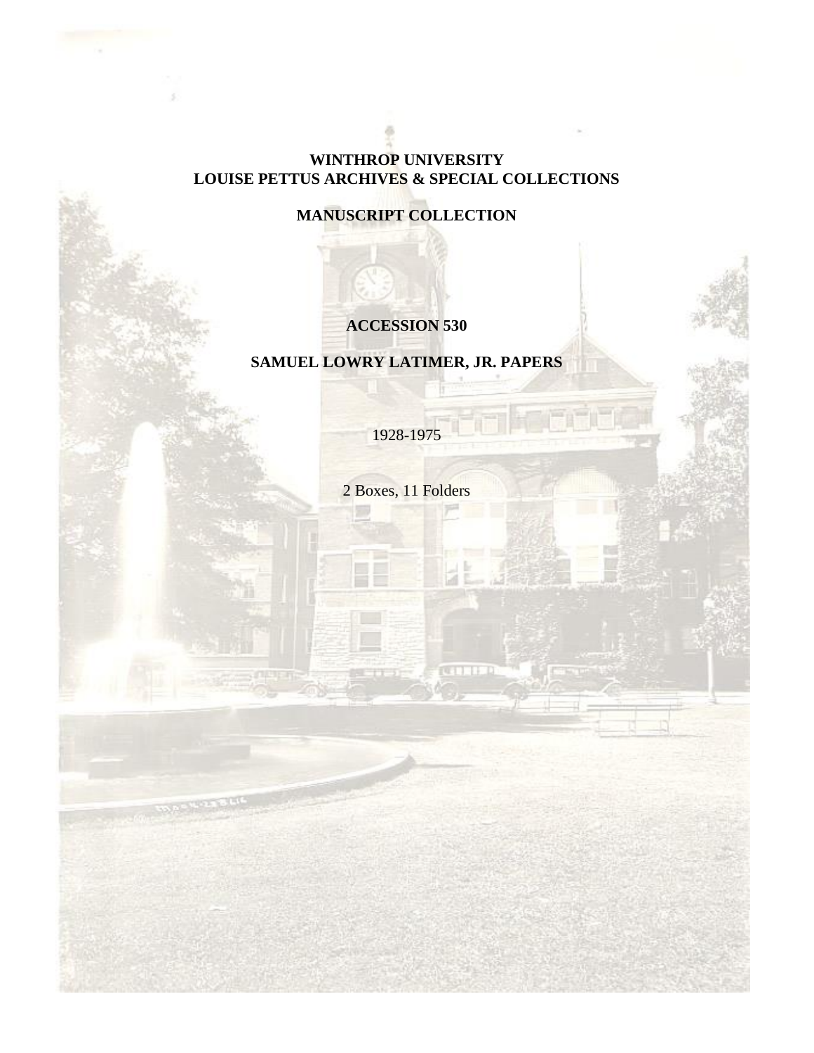**WINTHROP UNIVERSITY**
**LOUISE PETTUS ARCHIVES & SPECIAL COLLECTIONS**

**MANUSCRIPT COLLECTION**

**ACCESSION 530**

**SAMUEL LOWRY LATIMER, JR. PAPERS**

1928-1975

2 Boxes, 11 Folders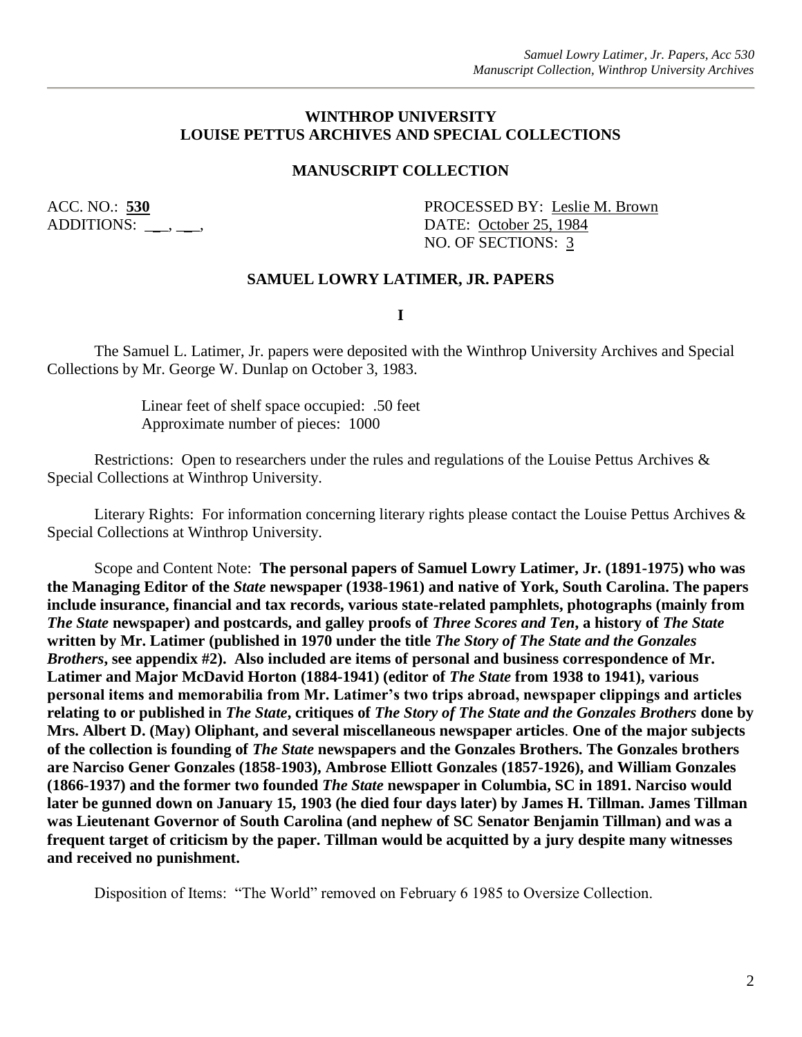## WINTHROP UNIVERSITY
## LOUISE PETTUS ARCHIVES AND SPECIAL COLLECTIONS

### MANUSCRIPT COLLECTION

ACC. NO.: **530**
ADDITIONS: ___, ___,

PROCESSED BY: Leslie M. Brown
DATE: October 25, 1984
NO. OF SECTIONS: 3

### SAMUEL LOWRY LATIMER, JR. PAPERS

**I**

The Samuel L. Latimer, Jr. papers were deposited with the Winthrop University Archives and Special Collections by Mr. George W. Dunlap on October 3, 1983.

Linear feet of shelf space occupied: .50 feet
Approximate number of pieces: 1000

Restrictions: Open to researchers under the rules and regulations of the Louise Pettus Archives & Special Collections at Winthrop University.

Literary Rights: For information concerning literary rights please contact the Louise Pettus Archives & Special Collections at Winthrop University.

Scope and Content Note: **The personal papers of Samuel Lowry Latimer, Jr. (1891-1975) who was the Managing Editor of the *State* newspaper (1938-1961) and native of York, South Carolina. The papers include insurance, financial and tax records, various state-related pamphlets, photographs (mainly from *The State* newspaper) and postcards, and galley proofs of *Three Scores and Ten*, a history of *The State* written by Mr. Latimer (published in 1970 under the title *The Story of The State and the Gonzales Brothers*, see appendix #2). Also included are items of personal and business correspondence of Mr. Latimer and Major McDavid Horton (1884-1941) (editor of *The State* from 1938 to 1941), various personal items and memorabilia from Mr. Latimer's two trips abroad, newspaper clippings and articles relating to or published in *The State*, critiques of *The Story of The State and the Gonzales Brothers* done by Mrs. Albert D. (May) Oliphant, and several miscellaneous newspaper articles. One of the major subjects of the collection is founding of *The State* newspapers and the Gonzales Brothers. The Gonzales brothers are Narciso Gener Gonzales (1858-1903), Ambrose Elliott Gonzales (1857-1926), and William Gonzales (1866-1937) and the former two founded *The State* newspaper in Columbia, SC in 1891. Narciso would later be gunned down on January 15, 1903 (he died four days later) by James H. Tillman. James Tillman was Lieutenant Governor of South Carolina (and nephew of SC Senator Benjamin Tillman) and was a frequent target of criticism by the paper. Tillman would be acquitted by a jury despite many witnesses and received no punishment.**

Disposition of Items: "The World" removed on February 6 1985 to Oversize Collection.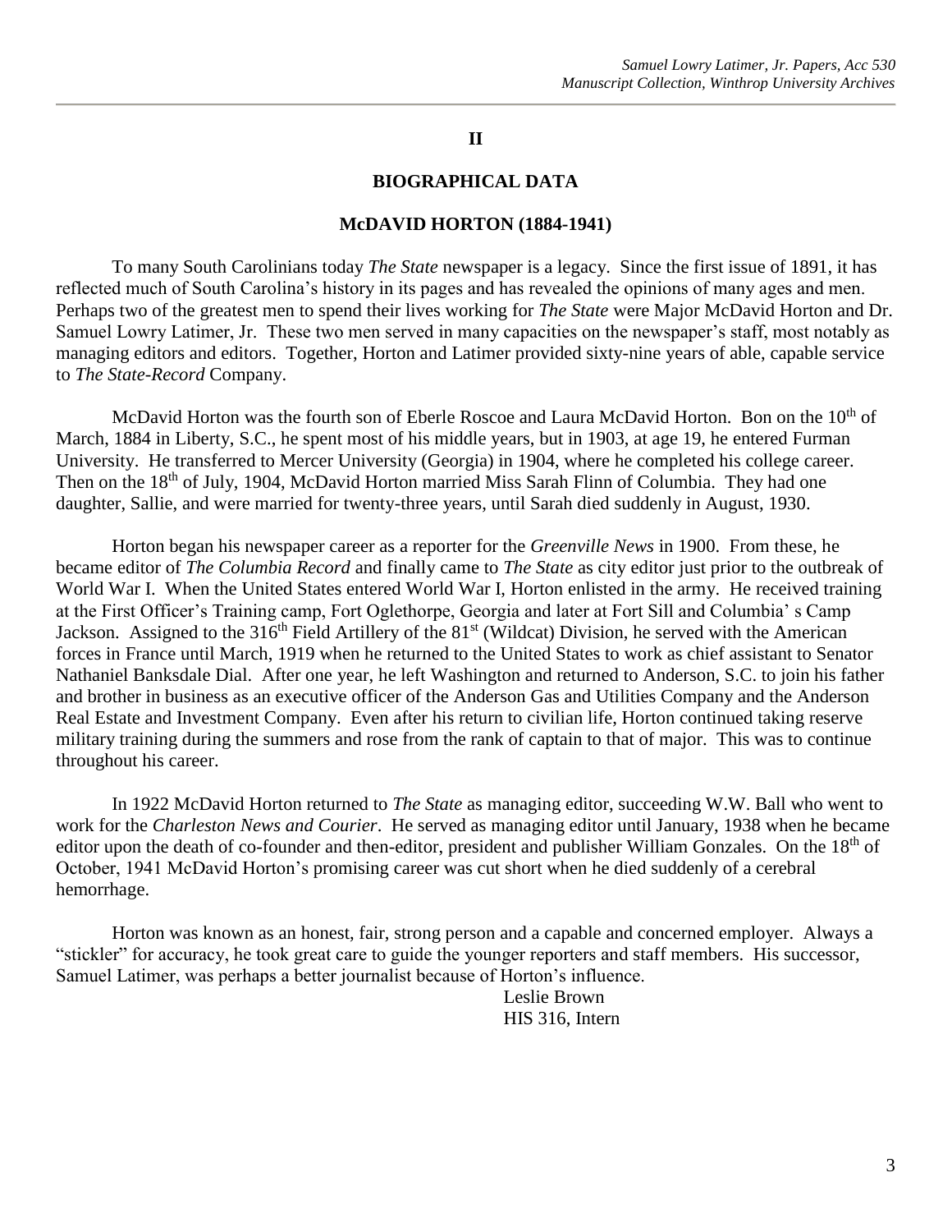**II**

**BIOGRAPHICAL DATA**

**McDAVID HORTON (1884-1941)**

To many South Carolinians today *The State* newspaper is a legacy. Since the first issue of 1891, it has reflected much of South Carolina's history in its pages and has revealed the opinions of many ages and men. Perhaps two of the greatest men to spend their lives working for *The State* were Major McDavid Horton and Dr. Samuel Lowry Latimer, Jr. These two men served in many capacities on the newspaper's staff, most notably as managing editors and editors. Together, Horton and Latimer provided sixty-nine years of able, capable service to *The State-Record* Company.

McDavid Horton was the fourth son of Eberle Roscoe and Laura McDavid Horton. Bon on the 10th of March, 1884 in Liberty, S.C., he spent most of his middle years, but in 1903, at age 19, he entered Furman University. He transferred to Mercer University (Georgia) in 1904, where he completed his college career. Then on the 18th of July, 1904, McDavid Horton married Miss Sarah Flinn of Columbia. They had one daughter, Sallie, and were married for twenty-three years, until Sarah died suddenly in August, 1930.

Horton began his newspaper career as a reporter for the *Greenville News* in 1900. From these, he became editor of *The Columbia Record* and finally came to *The State* as city editor just prior to the outbreak of World War I. When the United States entered World War I, Horton enlisted in the army. He received training at the First Officer's Training camp, Fort Oglethorpe, Georgia and later at Fort Sill and Columbia' s Camp Jackson. Assigned to the 316th Field Artillery of the 81st (Wildcat) Division, he served with the American forces in France until March, 1919 when he returned to the United States to work as chief assistant to Senator Nathaniel Banksdale Dial. After one year, he left Washington and returned to Anderson, S.C. to join his father and brother in business as an executive officer of the Anderson Gas and Utilities Company and the Anderson Real Estate and Investment Company. Even after his return to civilian life, Horton continued taking reserve military training during the summers and rose from the rank of captain to that of major. This was to continue throughout his career.

In 1922 McDavid Horton returned to *The State* as managing editor, succeeding W.W. Ball who went to work for the *Charleston News and Courier*. He served as managing editor until January, 1938 when he became editor upon the death of co-founder and then-editor, president and publisher William Gonzales. On the 18th of October, 1941 McDavid Horton's promising career was cut short when he died suddenly of a cerebral hemorrhage.

Horton was known as an honest, fair, strong person and a capable and concerned employer. Always a "stickler" for accuracy, he took great care to guide the younger reporters and staff members. His successor, Samuel Latimer, was perhaps a better journalist because of Horton's influence.

Leslie Brown
HIS 316, Intern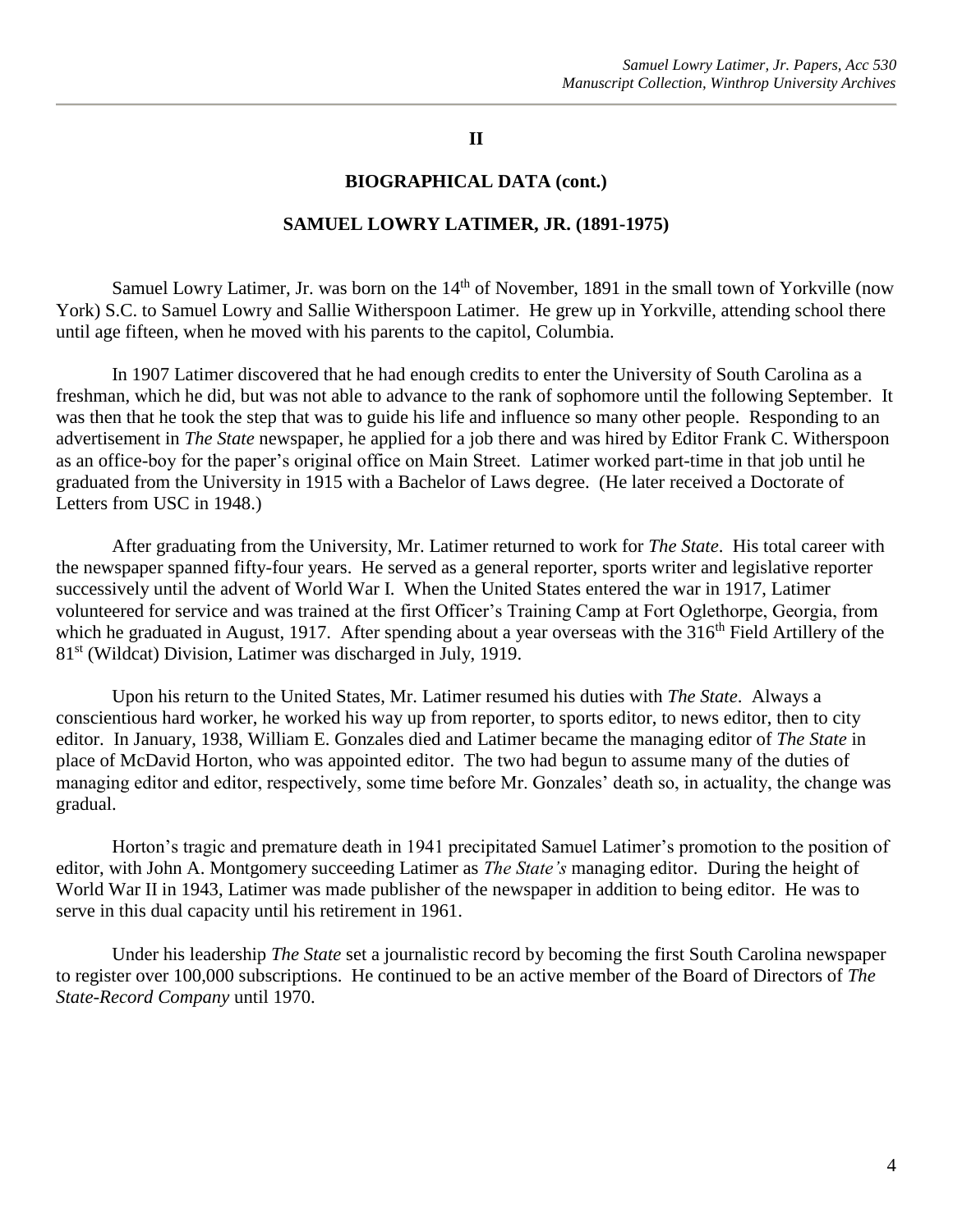## II

## BIOGRAPHICAL DATA (cont.)

### SAMUEL LOWRY LATIMER, JR. (1891-1975)

Samuel Lowry Latimer, Jr. was born on the 14th of November, 1891 in the small town of Yorkville (now York) S.C. to Samuel Lowry and Sallie Witherspoon Latimer. He grew up in Yorkville, attending school there until age fifteen, when he moved with his parents to the capitol, Columbia.

In 1907 Latimer discovered that he had enough credits to enter the University of South Carolina as a freshman, which he did, but was not able to advance to the rank of sophomore until the following September. It was then that he took the step that was to guide his life and influence so many other people. Responding to an advertisement in *The State* newspaper, he applied for a job there and was hired by Editor Frank C. Witherspoon as an office-boy for the paper's original office on Main Street. Latimer worked part-time in that job until he graduated from the University in 1915 with a Bachelor of Laws degree. (He later received a Doctorate of Letters from USC in 1948.)

After graduating from the University, Mr. Latimer returned to work for *The State*. His total career with the newspaper spanned fifty-four years. He served as a general reporter, sports writer and legislative reporter successively until the advent of World War I. When the United States entered the war in 1917, Latimer volunteered for service and was trained at the first Officer's Training Camp at Fort Oglethorpe, Georgia, from which he graduated in August, 1917. After spending about a year overseas with the 316th Field Artillery of the 81st (Wildcat) Division, Latimer was discharged in July, 1919.

Upon his return to the United States, Mr. Latimer resumed his duties with *The State*. Always a conscientious hard worker, he worked his way up from reporter, to sports editor, to news editor, then to city editor. In January, 1938, William E. Gonzales died and Latimer became the managing editor of *The State* in place of McDavid Horton, who was appointed editor. The two had begun to assume many of the duties of managing editor and editor, respectively, some time before Mr. Gonzales' death so, in actuality, the change was gradual.

Horton's tragic and premature death in 1941 precipitated Samuel Latimer's promotion to the position of editor, with John A. Montgomery succeeding Latimer as *The State's* managing editor. During the height of World War II in 1943, Latimer was made publisher of the newspaper in addition to being editor. He was to serve in this dual capacity until his retirement in 1961.

Under his leadership *The State* set a journalistic record by becoming the first South Carolina newspaper to register over 100,000 subscriptions. He continued to be an active member of the Board of Directors of *The State-Record Company* until 1970.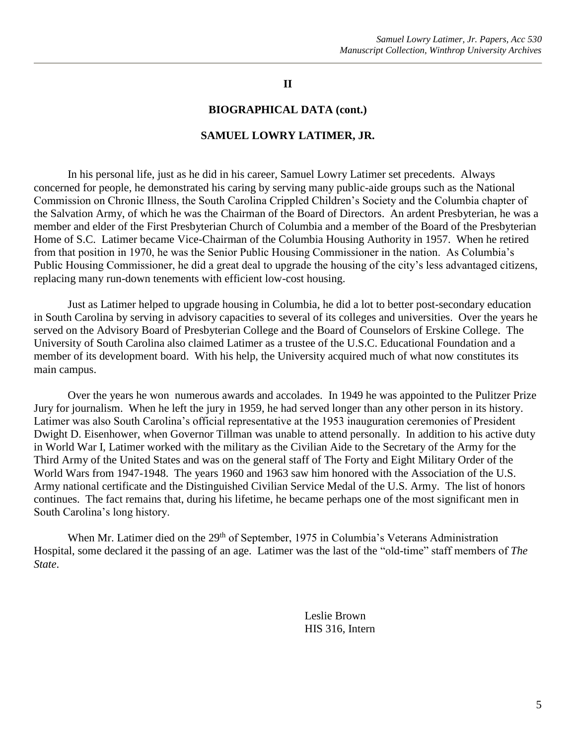**II**

## BIOGRAPHICAL DATA (cont.)

## SAMUEL LOWRY LATIMER, JR.

In his personal life, just as he did in his career, Samuel Lowry Latimer set precedents. Always concerned for people, he demonstrated his caring by serving many public-aide groups such as the National Commission on Chronic Illness, the South Carolina Crippled Children's Society and the Columbia chapter of the Salvation Army, of which he was the Chairman of the Board of Directors. An ardent Presbyterian, he was a member and elder of the First Presbyterian Church of Columbia and a member of the Board of the Presbyterian Home of S.C. Latimer became Vice-Chairman of the Columbia Housing Authority in 1957. When he retired from that position in 1970, he was the Senior Public Housing Commissioner in the nation. As Columbia's Public Housing Commissioner, he did a great deal to upgrade the housing of the city's less advantaged citizens, replacing many run-down tenements with efficient low-cost housing.

Just as Latimer helped to upgrade housing in Columbia, he did a lot to better post-secondary education in South Carolina by serving in advisory capacities to several of its colleges and universities. Over the years he served on the Advisory Board of Presbyterian College and the Board of Counselors of Erskine College. The University of South Carolina also claimed Latimer as a trustee of the U.S.C. Educational Foundation and a member of its development board. With his help, the University acquired much of what now constitutes its main campus.

Over the years he won numerous awards and accolades. In 1949 he was appointed to the Pulitzer Prize Jury for journalism. When he left the jury in 1959, he had served longer than any other person in its history. Latimer was also South Carolina's official representative at the 1953 inauguration ceremonies of President Dwight D. Eisenhower, when Governor Tillman was unable to attend personally. In addition to his active duty in World War I, Latimer worked with the military as the Civilian Aide to the Secretary of the Army for the Third Army of the United States and was on the general staff of The Forty and Eight Military Order of the World Wars from 1947-1948. The years 1960 and 1963 saw him honored with the Association of the U.S. Army national certificate and the Distinguished Civilian Service Medal of the U.S. Army. The list of honors continues. The fact remains that, during his lifetime, he became perhaps one of the most significant men in South Carolina's long history.

When Mr. Latimer died on the 29th of September, 1975 in Columbia's Veterans Administration Hospital, some declared it the passing of an age. Latimer was the last of the "old-time" staff members of *The State*.

Leslie Brown
HIS 316, Intern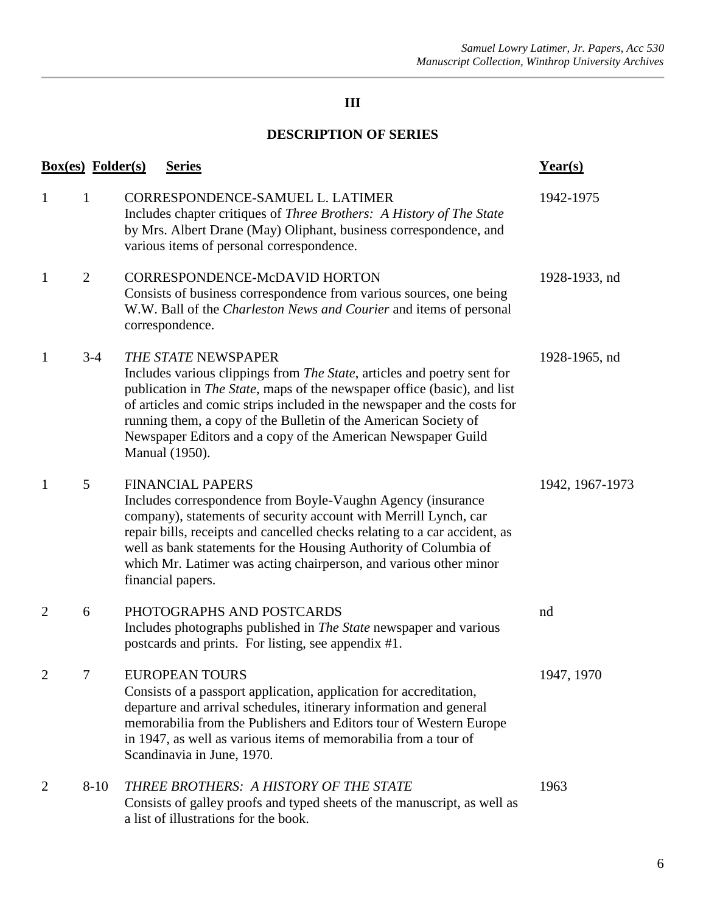## III

## DESCRIPTION OF SERIES

| Box(es) | Folder(s) | Series | Year(s) |
|---|---|---|---|
| 1 | 1 | CORRESPONDENCE-SAMUEL L. LATIMER<br>Includes chapter critiques of *Three Brothers: A History of The State* by Mrs. Albert Drane (May) Oliphant, business correspondence, and various items of personal correspondence. | 1942-1975 |
| 1 | 2 | CORRESPONDENCE-McDAVID HORTON<br>Consists of business correspondence from various sources, one being W.W. Ball of the *Charleston News and Courier* and items of personal correspondence. | 1928-1933, nd |
| 1 | 3-4 | *THE STATE* NEWSPAPER<br>Includes various clippings from *The State*, articles and poetry sent for publication in *The State*, maps of the newspaper office (basic), and list of articles and comic strips included in the newspaper and the costs for running them, a copy of the Bulletin of the American Society of Newspaper Editors and a copy of the American Newspaper Guild Manual (1950). | 1928-1965, nd |
| 1 | 5 | FINANCIAL PAPERS<br>Includes correspondence from Boyle-Vaughn Agency (insurance company), statements of security account with Merrill Lynch, car repair bills, receipts and cancelled checks relating to a car accident, as well as bank statements for the Housing Authority of Columbia of which Mr. Latimer was acting chairperson, and various other minor financial papers. | 1942, 1967-1973 |
| 2 | 6 | PHOTOGRAPHS AND POSTCARDS<br>Includes photographs published in *The State* newspaper and various postcards and prints. For listing, see appendix #1. | nd |
| 2 | 7 | EUROPEAN TOURS<br>Consists of a passport application, application for accreditation, departure and arrival schedules, itinerary information and general memorabilia from the Publishers and Editors tour of Western Europe in 1947, as well as various items of memorabilia from a tour of Scandinavia in June, 1970. | 1947, 1970 |
| 2 | 8-10 | *THREE BROTHERS: A HISTORY OF THE STATE*<br>Consists of galley proofs and typed sheets of the manuscript, as well as a list of illustrations for the book. | 1963 |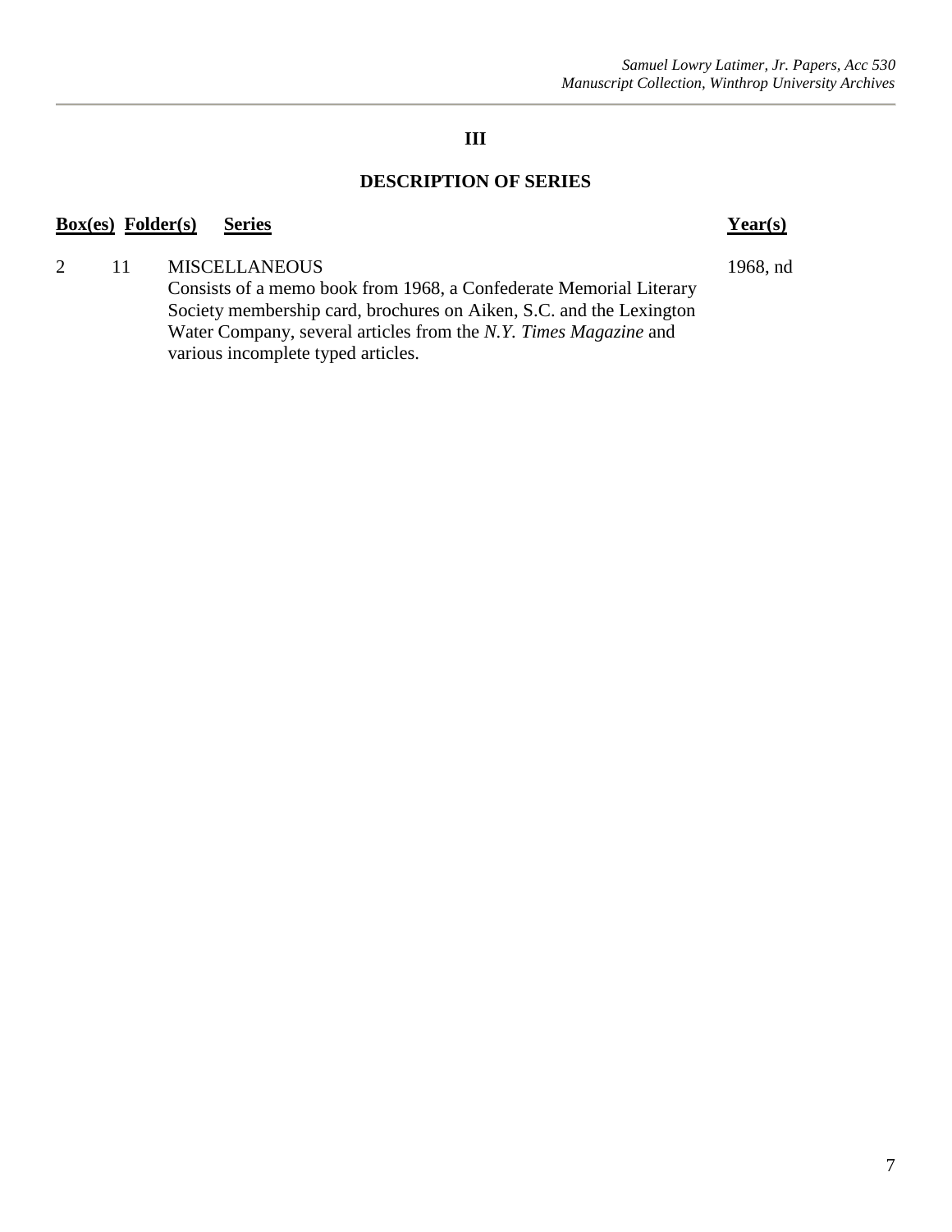## III

## DESCRIPTION OF SERIES

| Box(es) | Folder(s) | Series | Year(s) |
|---|---|---|---|
| 2 | 11 | MISCELLANEOUS<br>Consists of a memo book from 1968, a Confederate Memorial Literary Society membership card, brochures on Aiken, S.C. and the Lexington Water Company, several articles from the *N.Y. Times Magazine* and various incomplete typed articles. | 1968, nd |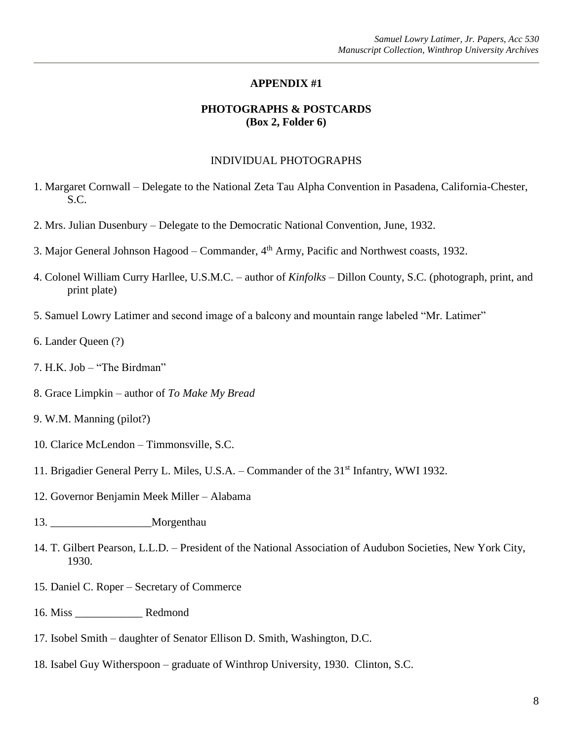## APPENDIX #1

## PHOTOGRAPHS & POSTCARDS
**(Box 2, Folder 6)**

### INDIVIDUAL PHOTOGRAPHS

1. Margaret Cornwall – Delegate to the National Zeta Tau Alpha Convention in Pasadena, California-Chester, S.C.

2. Mrs. Julian Dusenbury – Delegate to the Democratic National Convention, June, 1932.

3. Major General Johnson Hagood – Commander, 4th Army, Pacific and Northwest coasts, 1932.

4. Colonel William Curry Harllee, U.S.M.C. – author of *Kinfolks* – Dillon County, S.C. (photograph, print, and print plate)

5. Samuel Lowry Latimer and second image of a balcony and mountain range labeled "Mr. Latimer"

6. Lander Queen (?)

7. H.K. Job – "The Birdman"

8. Grace Limpkin – author of *To Make My Bread*

9. W.M. Manning (pilot?)

10. Clarice McLendon – Timmonsville, S.C.

11. Brigadier General Perry L. Miles, U.S.A. – Commander of the 31st Infantry, WWI 1932.

12. Governor Benjamin Meek Miller – Alabama

13. __________________Morgenthau

14. T. Gilbert Pearson, L.L.D. – President of the National Association of Audubon Societies, New York City, 1930.

15. Daniel C. Roper – Secretary of Commerce

16. Miss ____________ Redmond

17. Isobel Smith – daughter of Senator Ellison D. Smith, Washington, D.C.

18. Isabel Guy Witherspoon – graduate of Winthrop University, 1930. Clinton, S.C.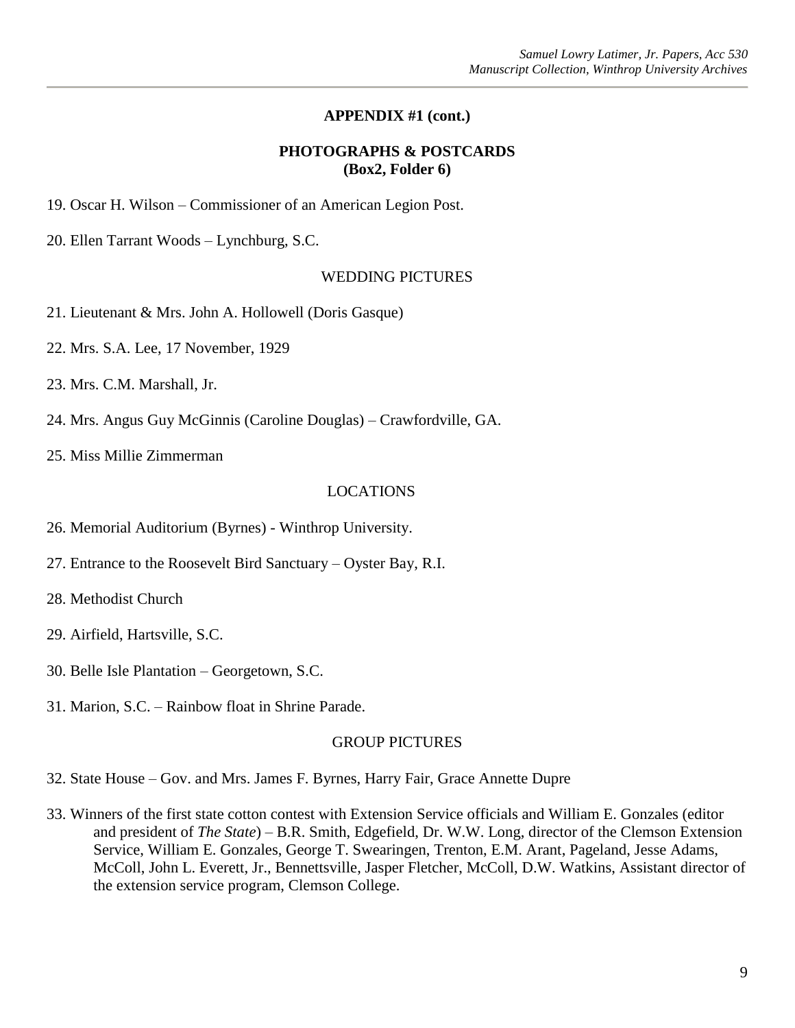## APPENDIX #1 (cont.)

### PHOTOGRAPHS & POSTCARDS
### (Box2, Folder 6)

19. Oscar H. Wilson – Commissioner of an American Legion Post.

20. Ellen Tarrant Woods – Lynchburg, S.C.

WEDDING PICTURES

21. Lieutenant & Mrs. John A. Hollowell (Doris Gasque)

22. Mrs. S.A. Lee, 17 November, 1929

23. Mrs. C.M. Marshall, Jr.

24. Mrs. Angus Guy McGinnis (Caroline Douglas) – Crawfordville, GA.

25. Miss Millie Zimmerman

LOCATIONS

26. Memorial Auditorium (Byrnes) - Winthrop University.

27. Entrance to the Roosevelt Bird Sanctuary – Oyster Bay, R.I.

28. Methodist Church

29. Airfield, Hartsville, S.C.

30. Belle Isle Plantation – Georgetown, S.C.

31. Marion, S.C. – Rainbow float in Shrine Parade.

GROUP PICTURES

32. State House – Gov. and Mrs. James F. Byrnes, Harry Fair, Grace Annette Dupre

33. Winners of the first state cotton contest with Extension Service officials and William E. Gonzales (editor and president of *The State*) – B.R. Smith, Edgefield, Dr. W.W. Long, director of the Clemson Extension Service, William E. Gonzales, George T. Swearingen, Trenton, E.M. Arant, Pageland, Jesse Adams, McColl, John L. Everett, Jr., Bennettsville, Jasper Fletcher, McColl, D.W. Watkins, Assistant director of the extension service program, Clemson College.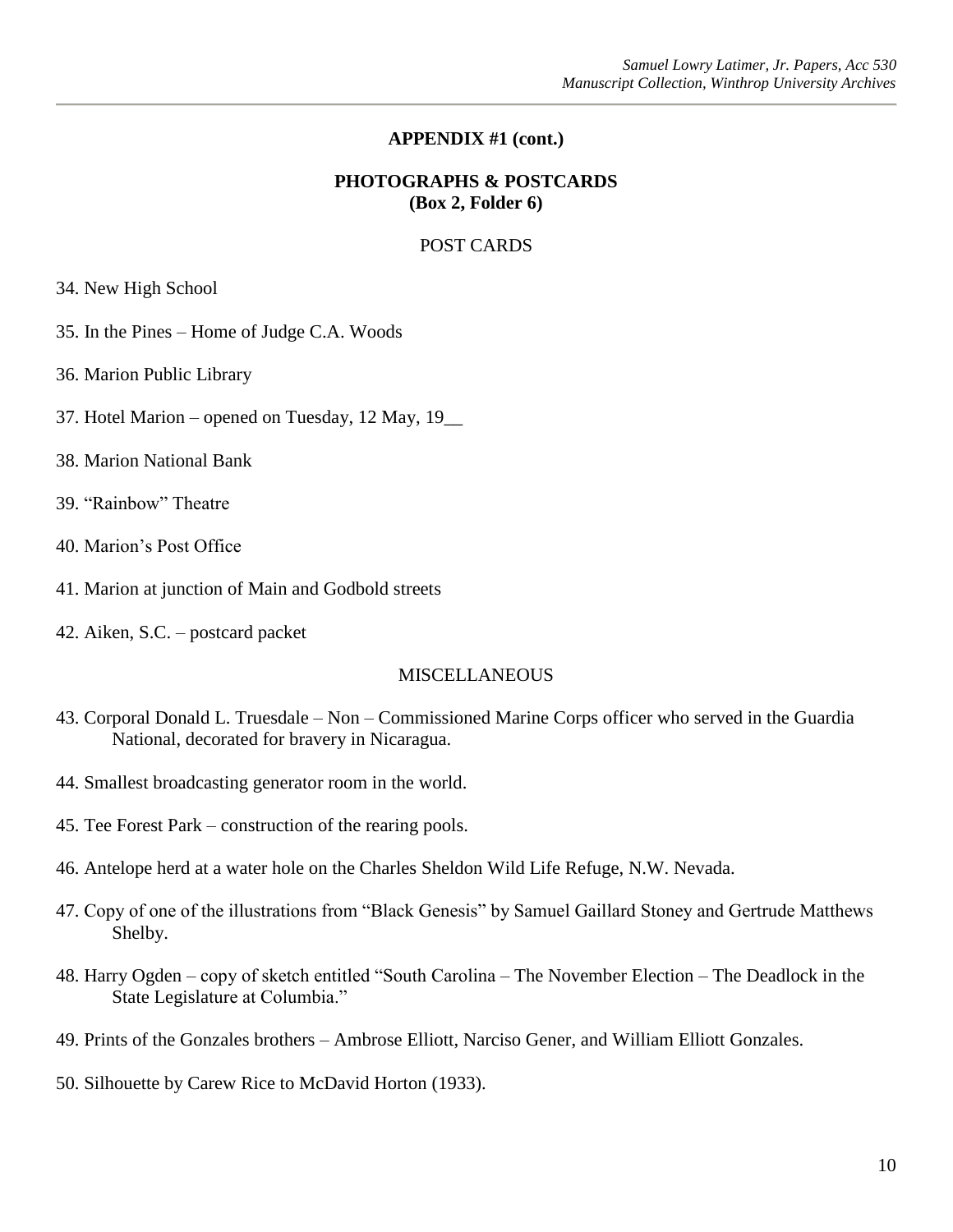## APPENDIX #1 (cont.)

### PHOTOGRAPHS & POSTCARDS
### (Box 2, Folder 6)

POST CARDS

34. New High School

35. In the Pines – Home of Judge C.A. Woods

36. Marion Public Library

37. Hotel Marion – opened on Tuesday, 12 May, 19__

38. Marion National Bank

39. "Rainbow" Theatre

40. Marion's Post Office

41. Marion at junction of Main and Godbold streets

42. Aiken, S.C. – postcard packet

MISCELLANEOUS

43. Corporal Donald L. Truesdale – Non – Commissioned Marine Corps officer who served in the Guardia National, decorated for bravery in Nicaragua.

44. Smallest broadcasting generator room in the world.

45. Tee Forest Park – construction of the rearing pools.

46. Antelope herd at a water hole on the Charles Sheldon Wild Life Refuge, N.W. Nevada.

47. Copy of one of the illustrations from "Black Genesis" by Samuel Gaillard Stoney and Gertrude Matthews Shelby.

48. Harry Ogden – copy of sketch entitled "South Carolina – The November Election – The Deadlock in the State Legislature at Columbia."

49. Prints of the Gonzales brothers – Ambrose Elliott, Narciso Gener, and William Elliott Gonzales.

50. Silhouette by Carew Rice to McDavid Horton (1933).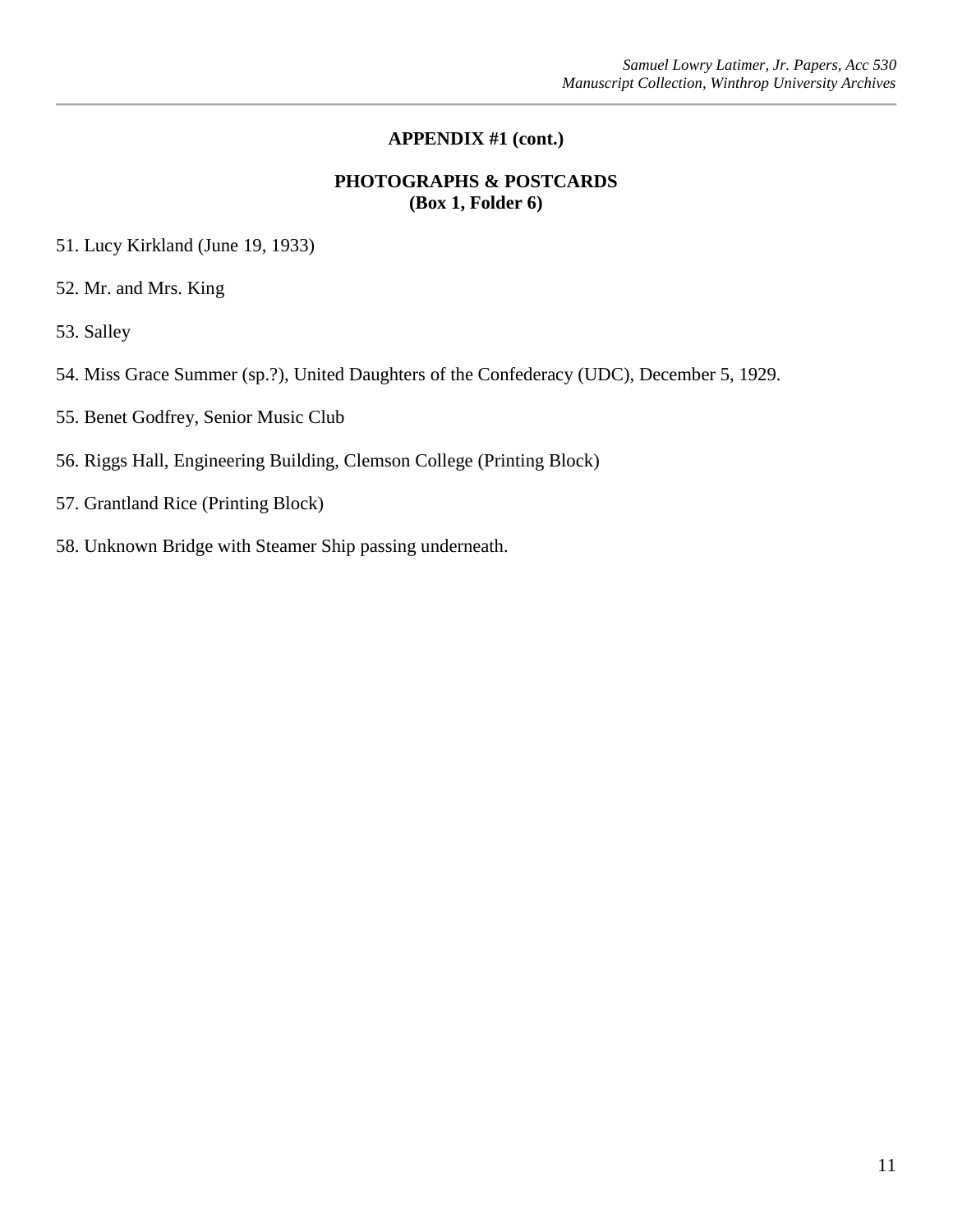## APPENDIX #1 (cont.)

### PHOTOGRAPHS & POSTCARDS
### (Box 1, Folder 6)

51. Lucy Kirkland (June 19, 1933)

52. Mr. and Mrs. King

53. Salley

54. Miss Grace Summer (sp.?), United Daughters of the Confederacy (UDC), December 5, 1929.

55. Benet Godfrey, Senior Music Club

56. Riggs Hall, Engineering Building, Clemson College (Printing Block)

57. Grantland Rice (Printing Block)

58. Unknown Bridge with Steamer Ship passing underneath.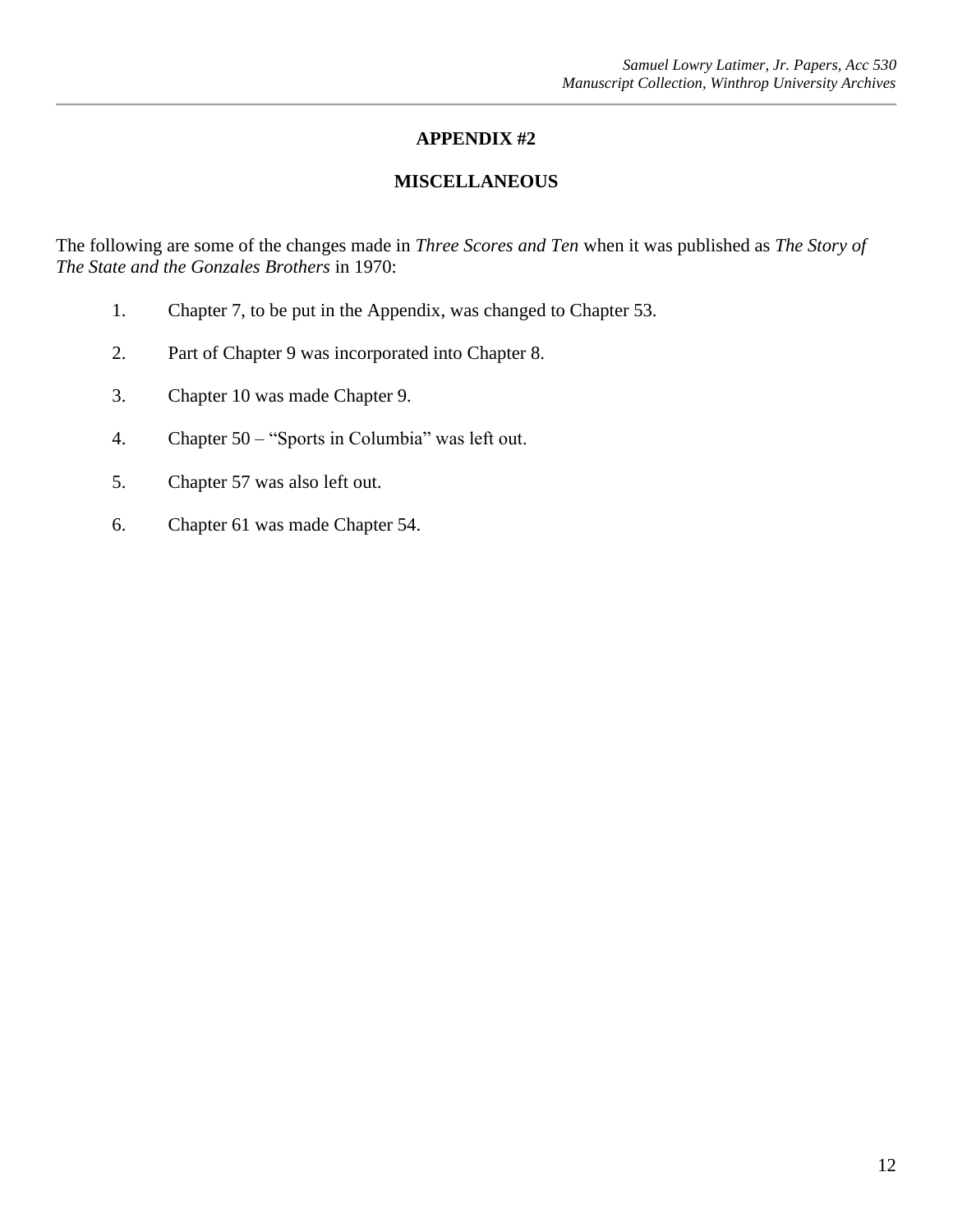## APPENDIX #2

## MISCELLANEOUS

The following are some of the changes made in *Three Scores and Ten* when it was published as *The Story of The State and the Gonzales Brothers* in 1970:

1. Chapter 7, to be put in the Appendix, was changed to Chapter 53.
2. Part of Chapter 9 was incorporated into Chapter 8.
3. Chapter 10 was made Chapter 9.
4. Chapter 50 – "Sports in Columbia" was left out.
5. Chapter 57 was also left out.
6. Chapter 61 was made Chapter 54.